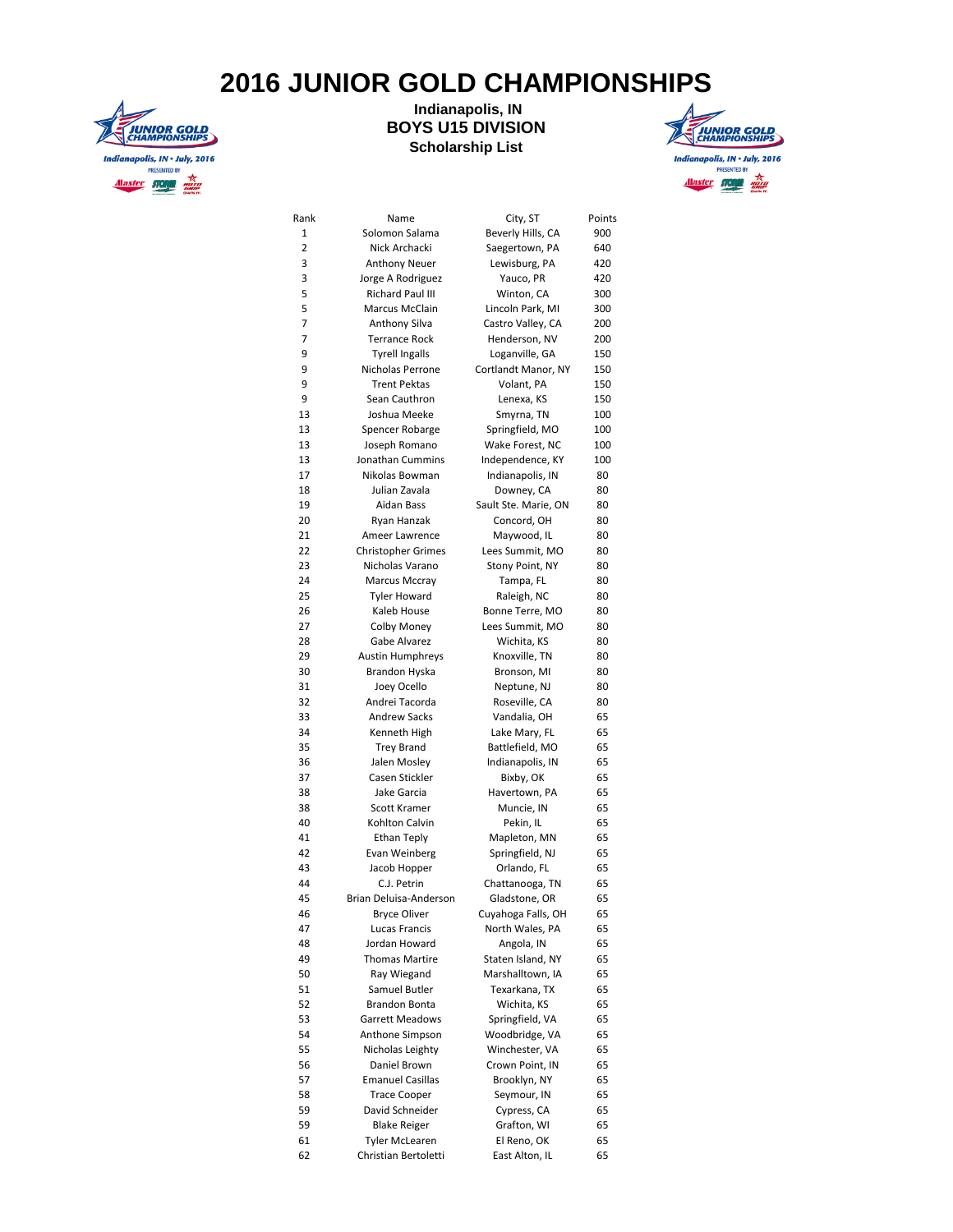# 2016 JUNIOR GOLD CHAMPIONSHIPS

**Indianapolis, IN**

## BOYS U15 DIVISION

**Scholarship List**

| Rank | Name | City, ST | Points |
|---|---|---|---|
| 1 | Solomon Salama | Beverly Hills, CA | 900 |
| 2 | Nick Archacki | Saegertown, PA | 640 |
| 3 | Anthony Neuer | Lewisburg, PA | 420 |
| 3 | Jorge A Rodriguez | Yauco, PR | 420 |
| 5 | Richard Paul III | Winton, CA | 300 |
| 5 | Marcus McClain | Lincoln Park, MI | 300 |
| 7 | Anthony Silva | Castro Valley, CA | 200 |
| 7 | Terrance Rock | Henderson, NV | 200 |
| 9 | Tyrell Ingalls | Loganville, GA | 150 |
| 9 | Nicholas Perrone | Cortlandt Manor, NY | 150 |
| 9 | Trent Pektas | Volant, PA | 150 |
| 9 | Sean Cauthron | Lenexa, KS | 150 |
| 13 | Joshua Meeke | Smyrna, TN | 100 |
| 13 | Spencer Robarge | Springfield, MO | 100 |
| 13 | Joseph Romano | Wake Forest, NC | 100 |
| 13 | Jonathan Cummins | Independence, KY | 100 |
| 17 | Nikolas Bowman | Indianapolis, IN | 80 |
| 18 | Julian Zavala | Downey, CA | 80 |
| 19 | Aidan Bass | Sault Ste. Marie, ON | 80 |
| 20 | Ryan Hanzak | Concord, OH | 80 |
| 21 | Ameer Lawrence | Maywood, IL | 80 |
| 22 | Christopher Grimes | Lees Summit, MO | 80 |
| 23 | Nicholas Varano | Stony Point, NY | 80 |
| 24 | Marcus Mccray | Tampa, FL | 80 |
| 25 | Tyler Howard | Raleigh, NC | 80 |
| 26 | Kaleb House | Bonne Terre, MO | 80 |
| 27 | Colby Money | Lees Summit, MO | 80 |
| 28 | Gabe Alvarez | Wichita, KS | 80 |
| 29 | Austin Humphreys | Knoxville, TN | 80 |
| 30 | Brandon Hyska | Bronson, MI | 80 |
| 31 | Joey Ocello | Neptune, NJ | 80 |
| 32 | Andrei Tacorda | Roseville, CA | 80 |
| 33 | Andrew Sacks | Vandalia, OH | 65 |
| 34 | Kenneth High | Lake Mary, FL | 65 |
| 35 | Trey Brand | Battlefield, MO | 65 |
| 36 | Jalen Mosley | Indianapolis, IN | 65 |
| 37 | Casen Stickler | Bixby, OK | 65 |
| 38 | Jake Garcia | Havertown, PA | 65 |
| 38 | Scott Kramer | Muncie, IN | 65 |
| 40 | Kohlton Calvin | Pekin, IL | 65 |
| 41 | Ethan Teply | Mapleton, MN | 65 |
| 42 | Evan Weinberg | Springfield, NJ | 65 |
| 43 | Jacob Hopper | Orlando, FL | 65 |
| 44 | C.J. Petrin | Chattanooga, TN | 65 |
| 45 | Brian Deluisa-Anderson | Gladstone, OR | 65 |
| 46 | Bryce Oliver | Cuyahoga Falls, OH | 65 |
| 47 | Lucas Francis | North Wales, PA | 65 |
| 48 | Jordan Howard | Angola, IN | 65 |
| 49 | Thomas Martire | Staten Island, NY | 65 |
| 50 | Ray Wiegand | Marshalltown, IA | 65 |
| 51 | Samuel Butler | Texarkana, TX | 65 |
| 52 | Brandon Bonta | Wichita, KS | 65 |
| 53 | Garrett Meadows | Springfield, VA | 65 |
| 54 | Anthone Simpson | Woodbridge, VA | 65 |
| 55 | Nicholas Leighty | Winchester, VA | 65 |
| 56 | Daniel Brown | Crown Point, IN | 65 |
| 57 | Emanuel Casillas | Brooklyn, NY | 65 |
| 58 | Trace Cooper | Seymour, IN | 65 |
| 59 | David Schneider | Cypress, CA | 65 |
| 59 | Blake Reiger | Grafton, WI | 65 |
| 61 | Tyler McLearen | El Reno, OK | 65 |
| 62 | Christian Bertoletti | East Alton, IL | 65 |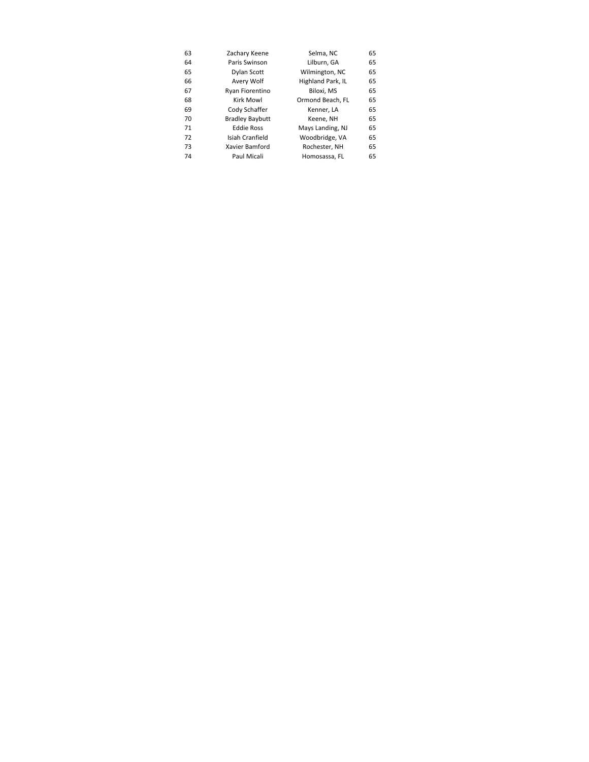| | | | |
|---|---|---|---|
| 63 | Zachary Keene | Selma, NC | 65 |
| 64 | Paris Swinson | Lilburn, GA | 65 |
| 65 | Dylan Scott | Wilmington, NC | 65 |
| 66 | Avery Wolf | Highland Park, IL | 65 |
| 67 | Ryan Fiorentino | Biloxi, MS | 65 |
| 68 | Kirk Mowl | Ormond Beach, FL | 65 |
| 69 | Cody Schaffer | Kenner, LA | 65 |
| 70 | Bradley Baybutt | Keene, NH | 65 |
| 71 | Eddie Ross | Mays Landing, NJ | 65 |
| 72 | Isiah Cranfield | Woodbridge, VA | 65 |
| 73 | Xavier Bamford | Rochester, NH | 65 |
| 74 | Paul Micali | Homosassa, FL | 65 |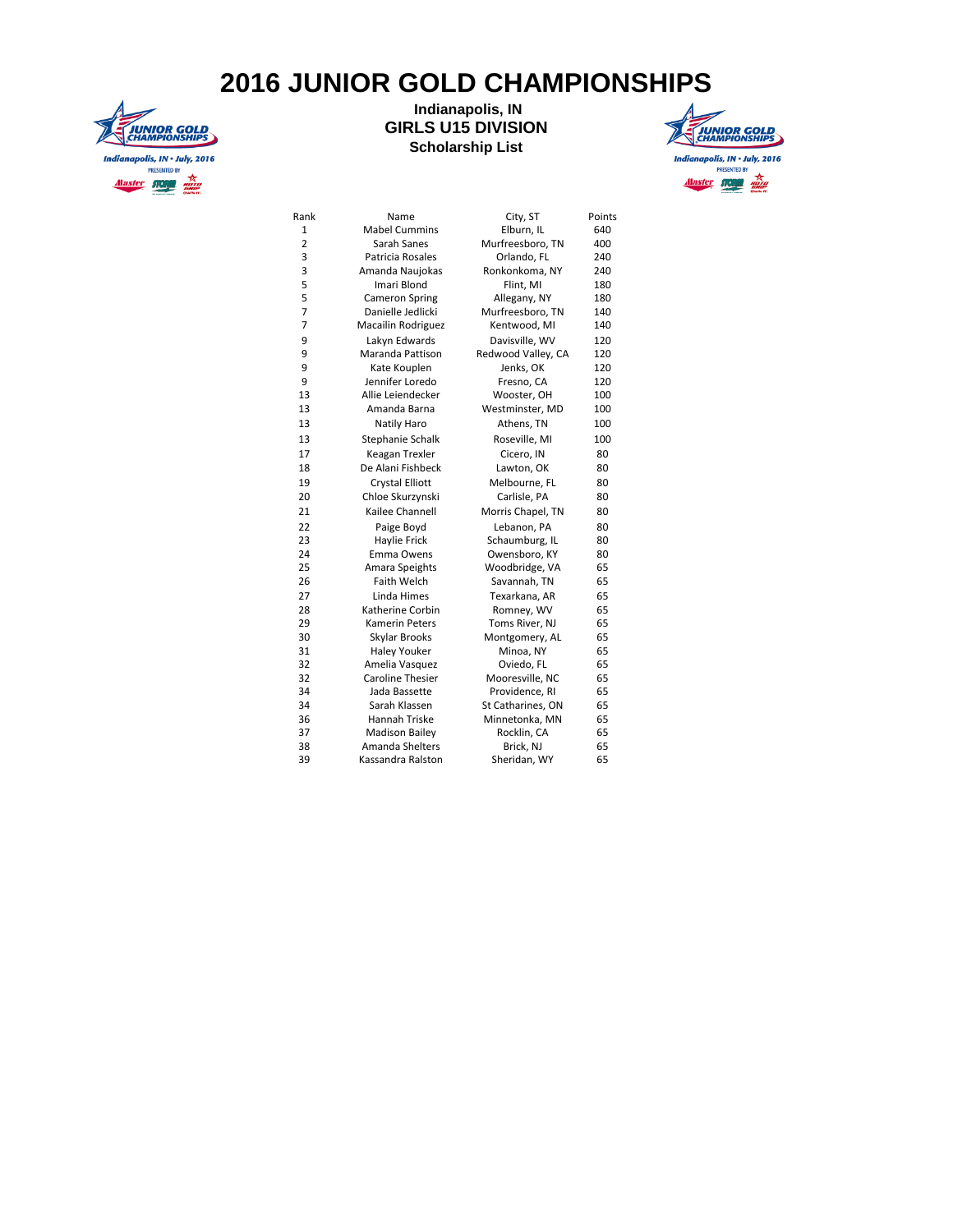# 2016 JUNIOR GOLD CHAMPIONSHIPS

**Indianapolis, IN**

**GIRLS U15 DIVISION**

**Scholarship List**

| Rank | Name | City, ST | Points |
|---|---|---|---|
| 1 | Mabel Cummins | Elburn, IL | 640 |
| 2 | Sarah Sanes | Murfreesboro, TN | 400 |
| 3 | Patricia Rosales | Orlando, FL | 240 |
| 3 | Amanda Naujokas | Ronkonkoma, NY | 240 |
| 5 | Imari Blond | Flint, MI | 180 |
| 5 | Cameron Spring | Allegany, NY | 180 |
| 7 | Danielle Jedlicki | Murfreesboro, TN | 140 |
| 7 | Macailin Rodriguez | Kentwood, MI | 140 |
| 9 | Lakyn Edwards | Davisville, WV | 120 |
| 9 | Maranda Pattison | Redwood Valley, CA | 120 |
| 9 | Kate Kouplen | Jenks, OK | 120 |
| 9 | Jennifer Loredo | Fresno, CA | 120 |
| 13 | Allie Leiendecker | Wooster, OH | 100 |
| 13 | Amanda Barna | Westminster, MD | 100 |
| 13 | Natily Haro | Athens, TN | 100 |
| 13 | Stephanie Schalk | Roseville, MI | 100 |
| 17 | Keagan Trexler | Cicero, IN | 80 |
| 18 | De Alani Fishbeck | Lawton, OK | 80 |
| 19 | Crystal Elliott | Melbourne, FL | 80 |
| 20 | Chloe Skurzynski | Carlisle, PA | 80 |
| 21 | Kailee Channell | Morris Chapel, TN | 80 |
| 22 | Paige Boyd | Lebanon, PA | 80 |
| 23 | Haylie Frick | Schaumburg, IL | 80 |
| 24 | Emma Owens | Owensboro, KY | 80 |
| 25 | Amara Speights | Woodbridge, VA | 65 |
| 26 | Faith Welch | Savannah, TN | 65 |
| 27 | Linda Himes | Texarkana, AR | 65 |
| 28 | Katherine Corbin | Romney, WV | 65 |
| 29 | Kamerin Peters | Toms River, NJ | 65 |
| 30 | Skylar Brooks | Montgomery, AL | 65 |
| 31 | Haley Youker | Minoa, NY | 65 |
| 32 | Amelia Vasquez | Oviedo, FL | 65 |
| 32 | Caroline Thesier | Mooresville, NC | 65 |
| 34 | Jada Bassette | Providence, RI | 65 |
| 34 | Sarah Klassen | St Catharines, ON | 65 |
| 36 | Hannah Triske | Minnetonka, MN | 65 |
| 37 | Madison Bailey | Rocklin, CA | 65 |
| 38 | Amanda Shelters | Brick, NJ | 65 |
| 39 | Kassandra Ralston | Sheridan, WY | 65 |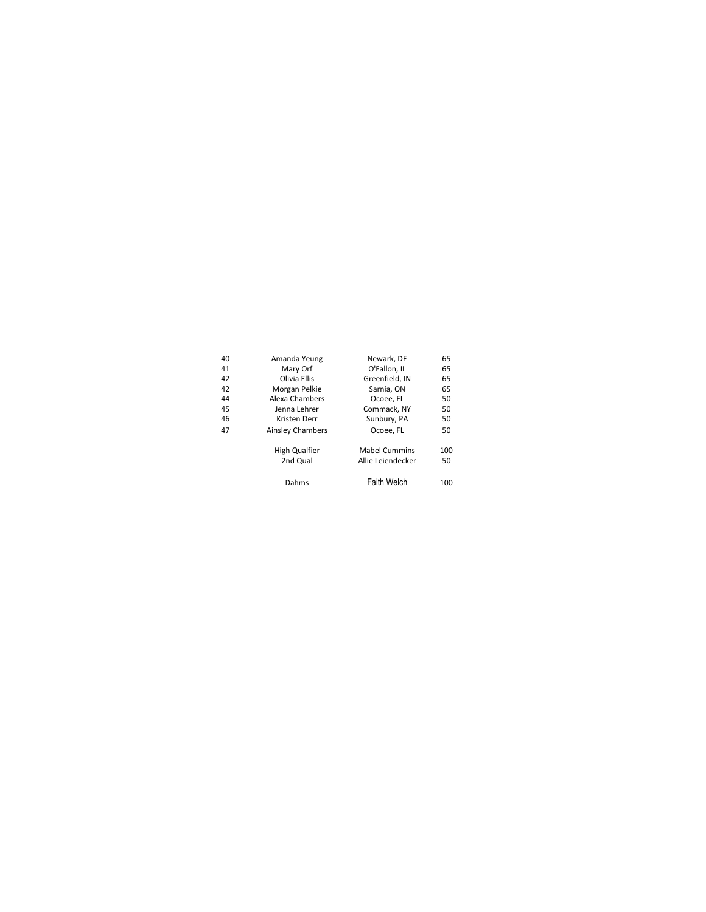| | | | |
|---|---|---|---|
| 40 | Amanda Yeung | Newark, DE | 65 |
| 41 | Mary Orf | O'Fallon, IL | 65 |
| 42 | Olivia Ellis | Greenfield, IN | 65 |
| 42 | Morgan Pelkie | Sarnia, ON | 65 |
| 44 | Alexa Chambers | Ocoee, FL | 50 |
| 45 | Jenna Lehrer | Commack, NY | 50 |
| 46 | Kristen Derr | Sunbury, PA | 50 |
| 47 | Ainsley Chambers | Ocoee, FL | 50 |
| | | | |
| | High Qualfier | Mabel Cummins | 100 |
| | 2nd Qual | Allie Leiendecker | 50 |
| | | | |
| | Dahms | Faith Welch | 100 |